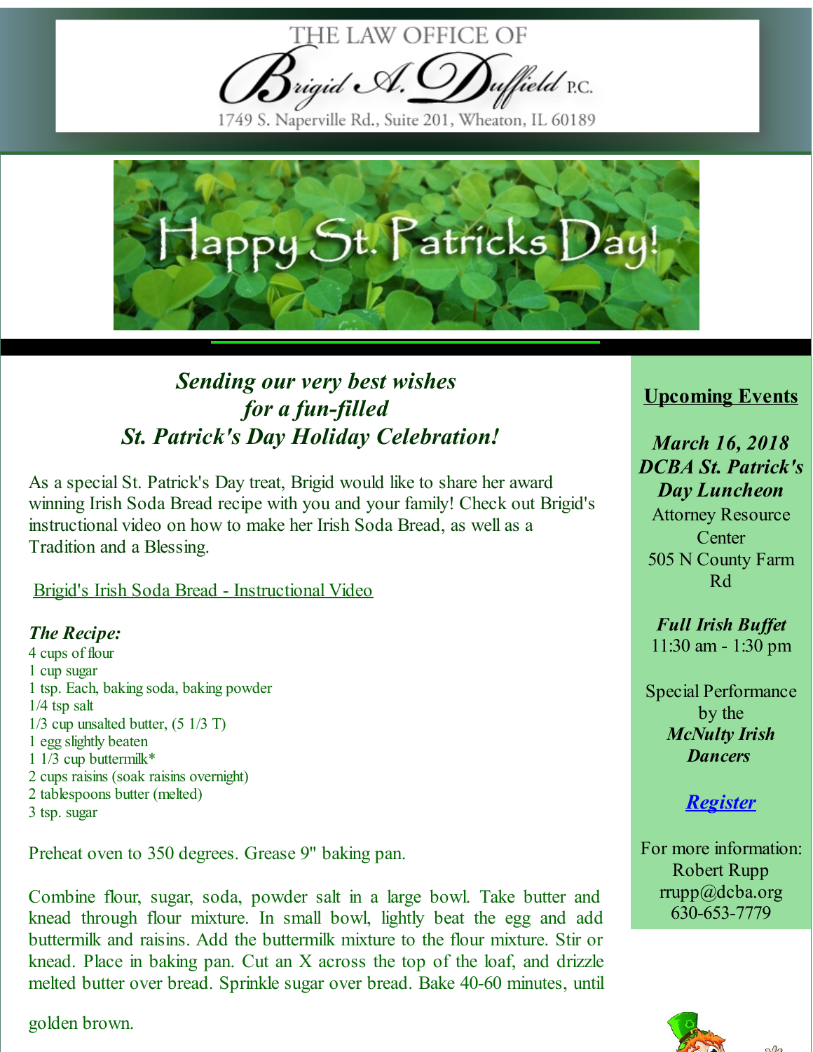# THE LAW OFFICE OF Brigid A. Duffield P.C.

1749 S. Naperville Rd., Suite 201, Wheaton, IL 60189

Happy St. Patricks Day!

***Sending our very best wishes for a fun-filled St. Patrick's Day Holiday Celebration!***

As a special St. Patrick's Day treat, Brigid would like to share her award winning Irish Soda Bread recipe with you and your family! Check out Brigid's instructional video on how to make her Irish Soda Bread, as well as a Tradition and a Blessing.

[Brigid's Irish Soda Bread - Instructional Video]

***The Recipe:***

4 cups of flour
1 cup sugar
1 tsp. Each, baking soda, baking powder
1/4 tsp salt
1/3 cup unsalted butter, (5 1/3 T)
1 egg slightly beaten
1 1/3 cup buttermilk*
2 cups raisins (soak raisins overnight)
2 tablespoons butter (melted)
3 tsp. sugar

Preheat oven to 350 degrees. Grease 9" baking pan.

Combine flour, sugar, soda, powder salt in a large bowl. Take butter and knead through flour mixture. In small bowl, lightly beat the egg and add buttermilk and raisins. Add the buttermilk mixture to the flour mixture. Stir or knead. Place in baking pan. Cut an X across the top of the loaf, and drizzle melted butter over bread. Sprinkle sugar over bread. Bake 40-60 minutes, until golden brown.

## Upcoming Events

***March 16, 2018***
***DCBA St. Patrick's Day Luncheon***
Attorney Resource Center
505 N County Farm Rd

***Full Irish Buffet***
11:30 am - 1:30 pm

Special Performance by the ***McNulty Irish Dancers***

***[Register]***

For more information:
Robert Rupp
rrupp@dcba.org
630-653-7779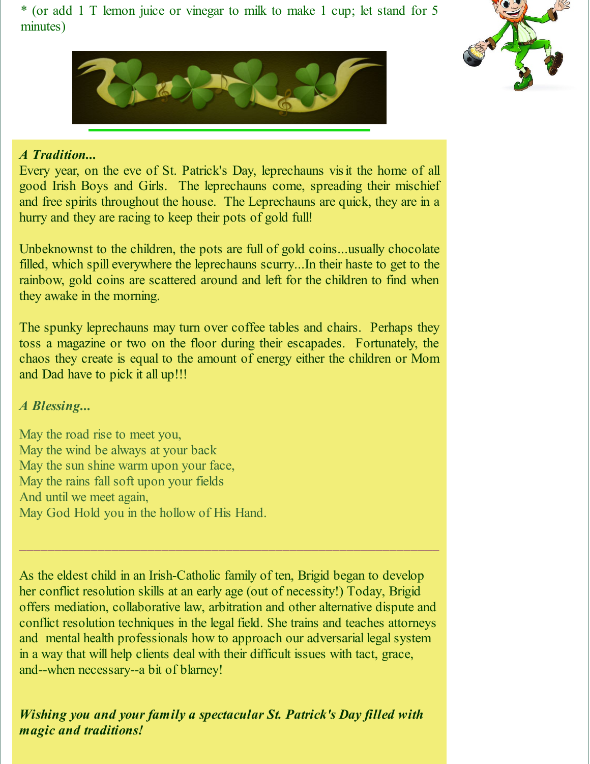* (or add 1 T lemon juice or vinegar to milk to make 1 cup; let stand for 5 minutes)

***A Tradition...***

Every year, on the eve of St. Patrick's Day, leprechauns visit the home of all good Irish Boys and Girls. The leprechauns come, spreading their mischief and free spirits throughout the house. The Leprechauns are quick, they are in a hurry and they are racing to keep their pots of gold full!

Unbeknownst to the children, the pots are full of gold coins...usually chocolate filled, which spill everywhere the leprechauns scurry...In their haste to get to the rainbow, gold coins are scattered around and left for the children to find when they awake in the morning.

The spunky leprechauns may turn over coffee tables and chairs. Perhaps they toss a magazine or two on the floor during their escapades. Fortunately, the chaos they create is equal to the amount of energy either the children or Mom and Dad have to pick it all up!!!

***A Blessing...***

May the road rise to meet you,  
May the wind be always at your back  
May the sun shine warm upon your face,  
May the rains fall soft upon your fields  
And until we meet again,  
May God Hold you in the hollow of His Hand.

---

As the eldest child in an Irish-Catholic family of ten, Brigid began to develop her conflict resolution skills at an early age (out of necessity!) Today, Brigid offers mediation, collaborative law, arbitration and other alternative dispute and conflict resolution techniques in the legal field. She trains and teaches attorneys and mental health professionals how to approach our adversarial legal system in a way that will help clients deal with their difficult issues with tact, grace, and--when necessary--a bit of blarney!

***Wishing you and your family a spectacular St. Patrick's Day filled with magic and traditions!***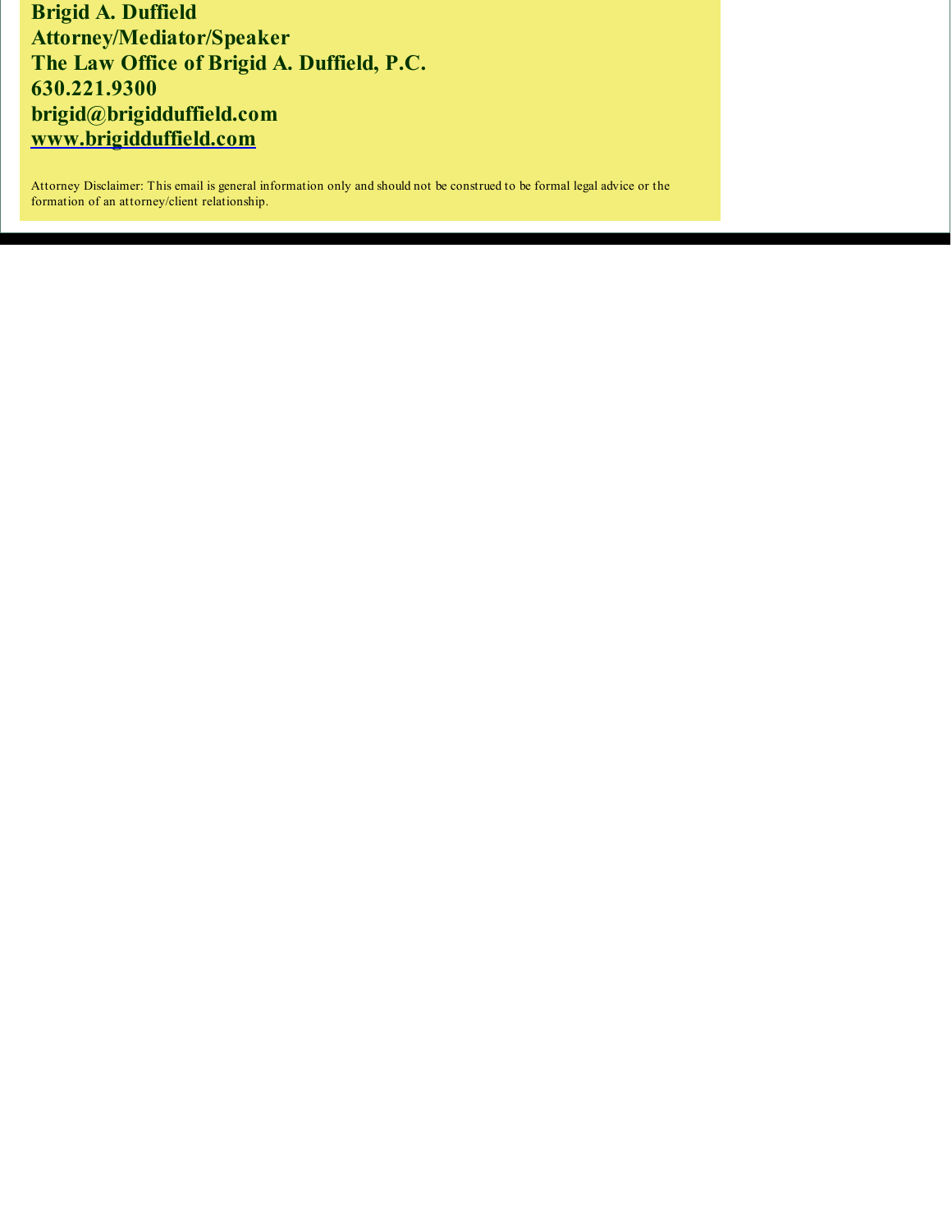**Brigid A. Duffield**
**Attorney/Mediator/Speaker**
**The Law Office of Brigid A. Duffield, P.C.**
**630.221.9300**
**brigid@brigidduffield.com**
**www.brigidduffield.com**

Attorney Disclaimer: This email is general information only and should not be construed to be formal legal advice or the formation of an attorney/client relationship.